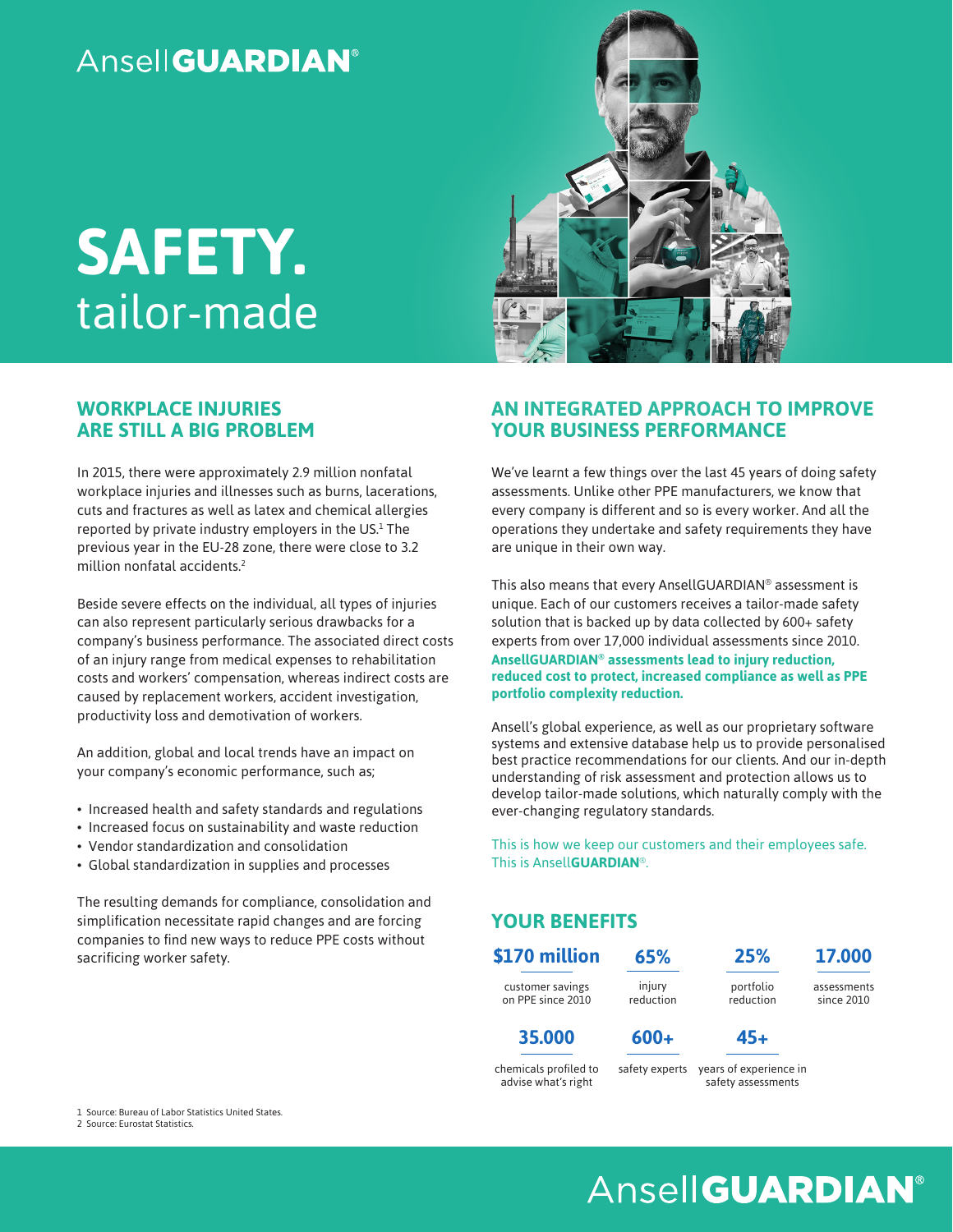AnsellGUARDIAN®

# SAFETY.
tailor-made

## WORKPLACE INJURIES ARE STILL A BIG PROBLEM

In 2015, there were approximately 2.9 million nonfatal workplace injuries and illnesses such as burns, lacerations, cuts and fractures as well as latex and chemical allergies reported by private industry employers in the US.[1] The previous year in the EU-28 zone, there were close to 3.2 million nonfatal accidents.[2]

Beside severe effects on the individual, all types of injuries can also represent particularly serious drawbacks for a company's business performance. The associated direct costs of an injury range from medical expenses to rehabilitation costs and workers' compensation, whereas indirect costs are caused by replacement workers, accident investigation, productivity loss and demotivation of workers.

An addition, global and local trends have an impact on your company's economic performance, such as;

- Increased health and safety standards and regulations
- Increased focus on sustainability and waste reduction
- Vendor standardization and consolidation
- Global standardization in supplies and processes

The resulting demands for compliance, consolidation and simplification necessitate rapid changes and are forcing companies to find new ways to reduce PPE costs without sacrificing worker safety.

## AN INTEGRATED APPROACH TO IMPROVE YOUR BUSINESS PERFORMANCE

We've learnt a few things over the last 45 years of doing safety assessments. Unlike other PPE manufacturers, we know that every company is different and so is every worker. And all the operations they undertake and safety requirements they have are unique in their own way.

This also means that every AnsellGUARDIAN® assessment is unique. Each of our customers receives a tailor-made safety solution that is backed up by data collected by 600+ safety experts from over 17,000 individual assessments since 2010. **AnsellGUARDIAN® assessments lead to injury reduction, reduced cost to protect, increased compliance as well as PPE portfolio complexity reduction.**

Ansell's global experience, as well as our proprietary software systems and extensive database help us to provide personalised best practice recommendations for our clients. And our in-depth understanding of risk assessment and protection allows us to develop tailor-made solutions, which naturally comply with the ever-changing regulatory standards.

This is how we keep our customers and their employees safe. This is Ansell**GUARDIAN**®.

## YOUR BENEFITS

**$170 million**
customer savings on PPE since 2010

**65%**
injury reduction

**25%**
portfolio reduction

**17.000**
assessments since 2010

**35.000**
chemicals profiled to advise what's right

**600+**
safety experts

**45+**
years of experience in safety assessments

1 Source: Bureau of Labor Statistics United States.
2 Source: Eurostat Statistics.

AnsellGUARDIAN®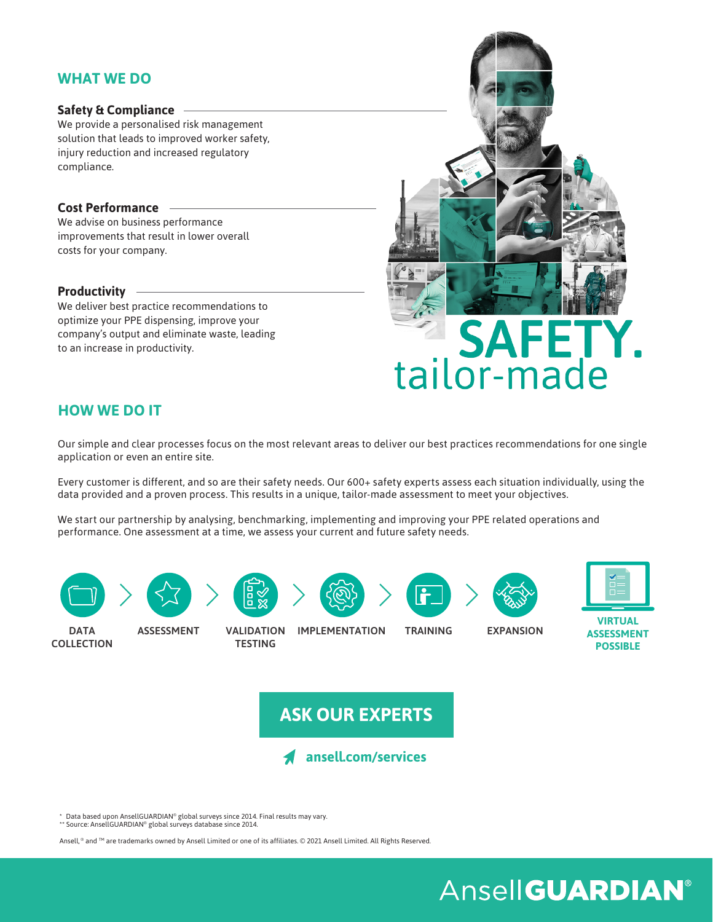## WHAT WE DO

### Safety & Compliance

We provide a personalised risk management solution that leads to improved worker safety, injury reduction and increased regulatory compliance.

### Cost Performance

We advise on business performance improvements that result in lower overall costs for your company.

### Productivity

We deliver best practice recommendations to optimize your PPE dispensing, improve your company's output and eliminate waste, leading to an increase in productivity.

# SAFETY.
tailor-made

## HOW WE DO IT

Our simple and clear processes focus on the most relevant areas to deliver our best practices recommendations for one single application or even an entire site.

Every customer is different, and so are their safety needs. Our 600+ safety experts assess each situation individually, using the data provided and a proven process. This results in a unique, tailor-made assessment to meet your objectives.

We start our partnership by analysing, benchmarking, implementing and improving your PPE related operations and performance. One assessment at a time, we assess your current and future safety needs.

DATA COLLECTION > ASSESSMENT > VALIDATION TESTING > IMPLEMENTATION > TRAINING > EXPANSION

**VIRTUAL ASSESSMENT POSSIBLE**

**ASK OUR EXPERTS**

**ansell.com/services**

* Data based upon AnsellGUARDIAN® global surveys since 2014. Final results may vary.
** Source: AnsellGUARDIAN® global surveys database since 2014.

Ansell, ® and ™ are trademarks owned by Ansell Limited or one of its affiliates. © 2021 Ansell Limited. All Rights Reserved.

AnsellGUARDIAN®